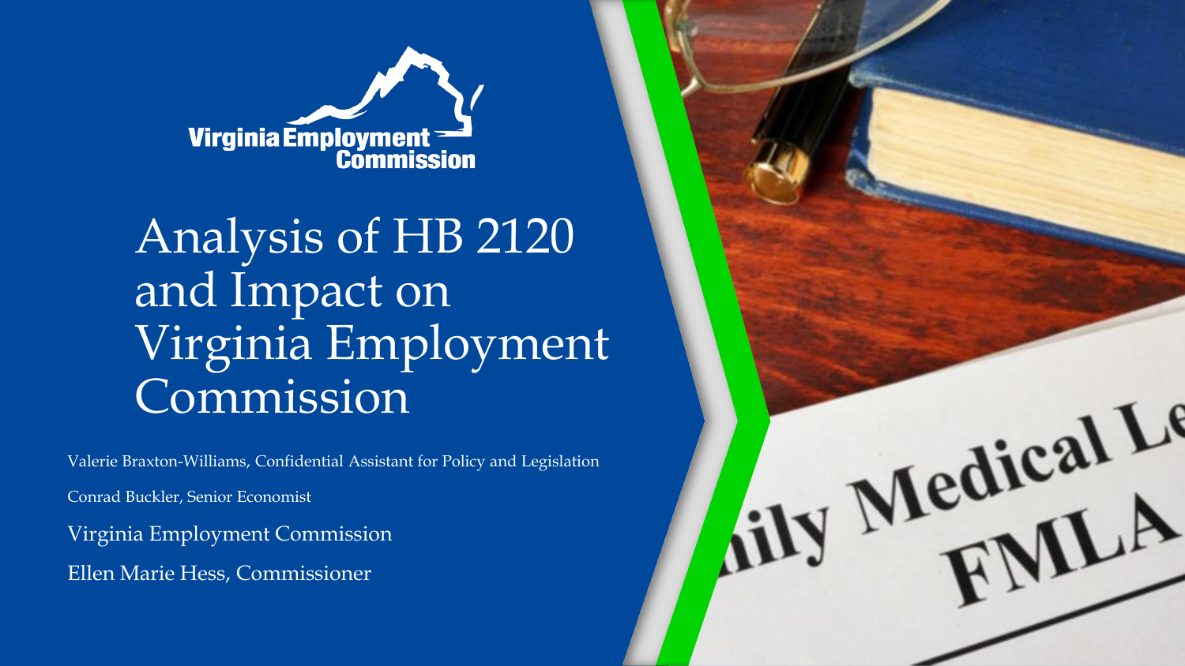Virginia Employment Commission

# Analysis of HB 2120 and Impact on Virginia Employment Commission

Valerie Braxton-Williams, Confidential Assistant for Policy and Legislation

Conrad Buckler, Senior Economist

Virginia Employment Commission

Ellen Marie Hess, Commissioner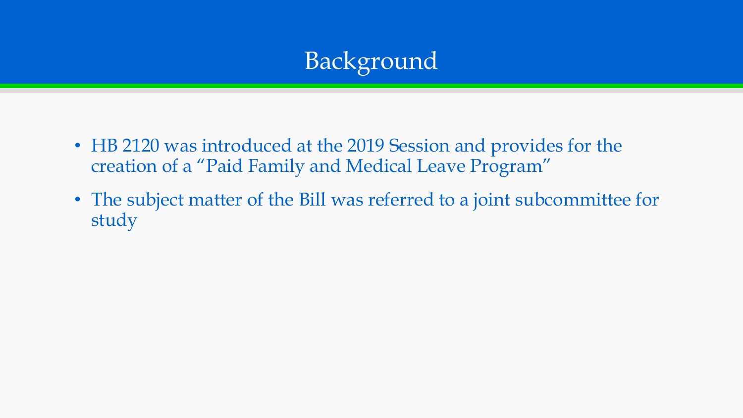# Background

- HB 2120 was introduced at the 2019 Session and provides for the creation of a "Paid Family and Medical Leave Program"
- The subject matter of the Bill was referred to a joint subcommittee for study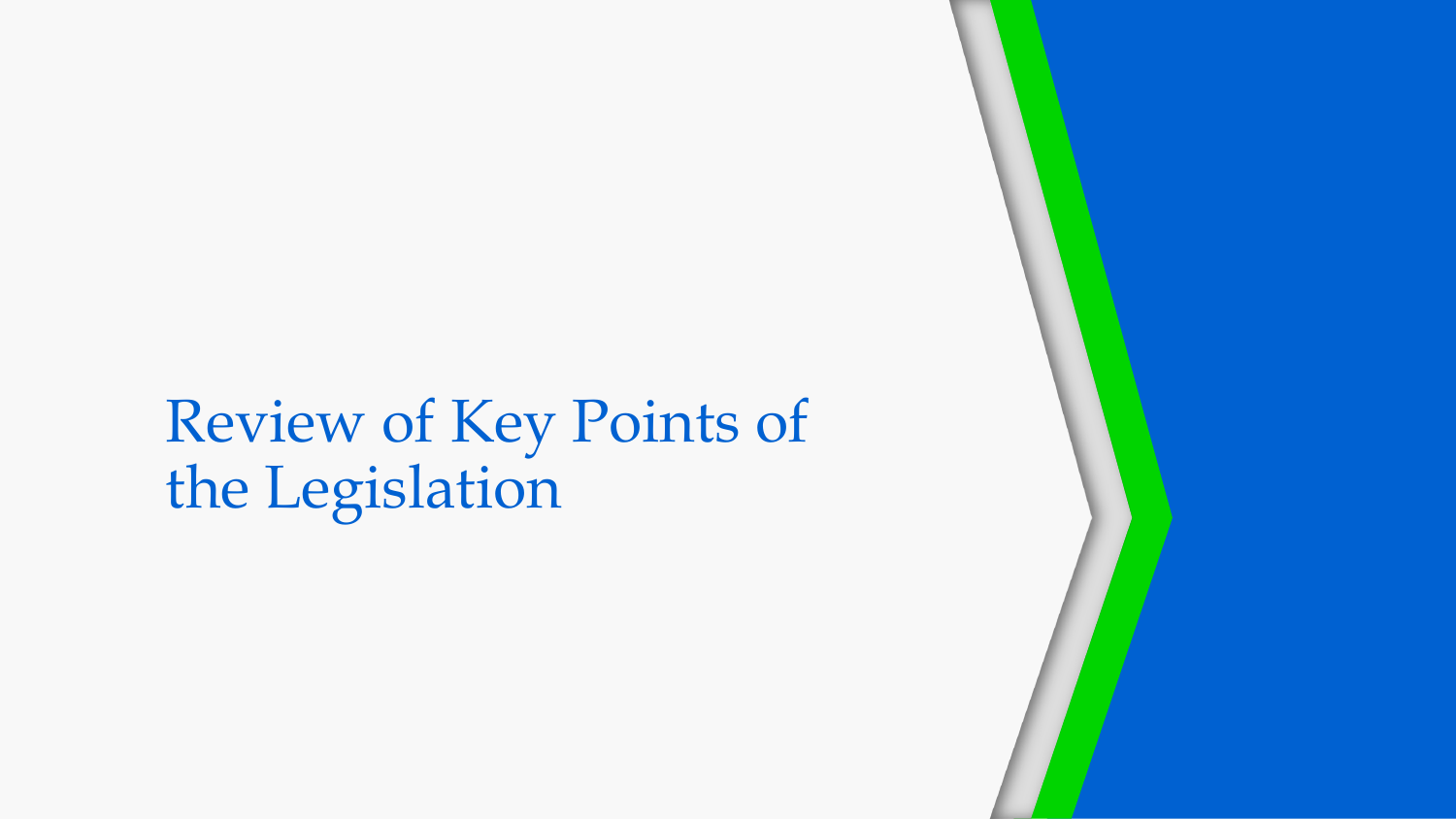# Review of Key Points of the Legislation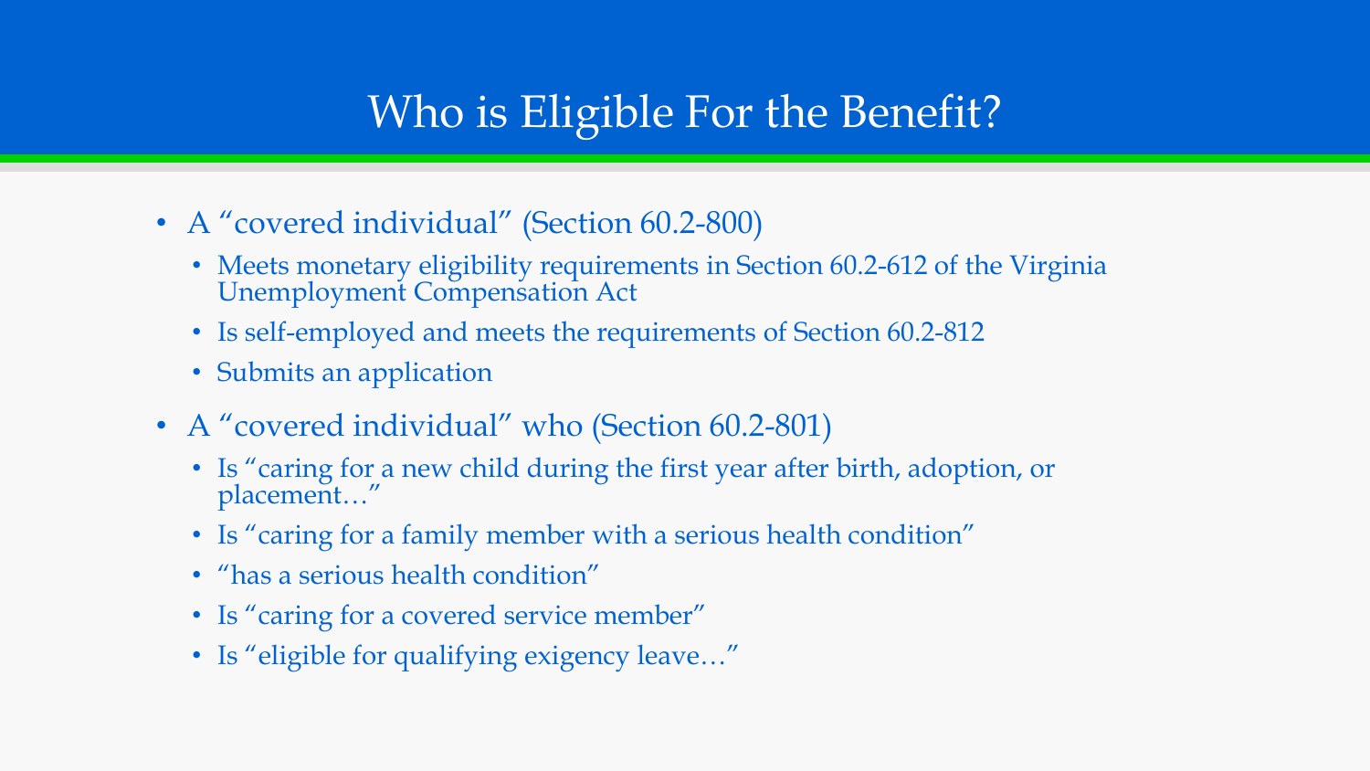# Who is Eligible For the Benefit?

- A "covered individual" (Section 60.2-800)
  - Meets monetary eligibility requirements in Section 60.2-612 of the Virginia Unemployment Compensation Act
  - Is self-employed and meets the requirements of Section 60.2-812
  - Submits an application
- A "covered individual" who (Section 60.2-801)
  - Is "caring for a new child during the first year after birth, adoption, or placement…"
  - Is "caring for a family member with a serious health condition"
  - "has a serious health condition"
  - Is "caring for a covered service member"
  - Is "eligible for qualifying exigency leave…"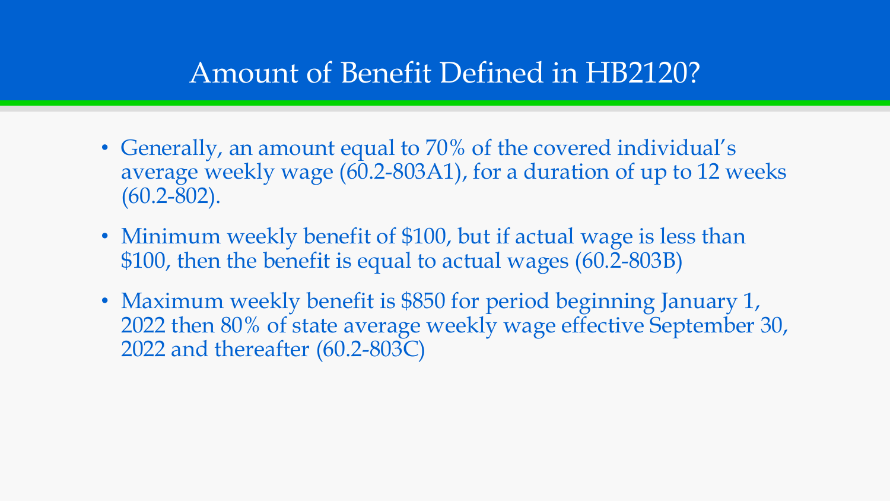# Amount of Benefit Defined in HB2120?

- Generally, an amount equal to 70% of the covered individual's average weekly wage (60.2-803A1), for a duration of up to 12 weeks (60.2-802).
- Minimum weekly benefit of $100, but if actual wage is less than $100, then the benefit is equal to actual wages (60.2-803B)
- Maximum weekly benefit is $850 for period beginning January 1, 2022 then 80% of state average weekly wage effective September 30, 2022 and thereafter (60.2-803C)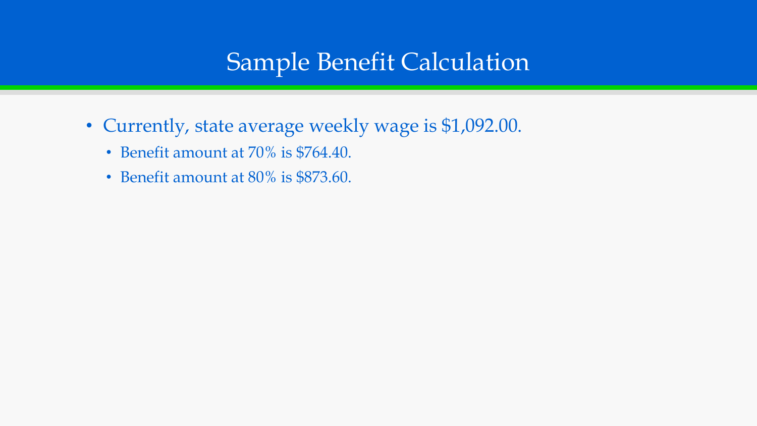# Sample Benefit Calculation

- Currently, state average weekly wage is $1,092.00.
  - Benefit amount at 70% is $764.40.
  - Benefit amount at 80% is $873.60.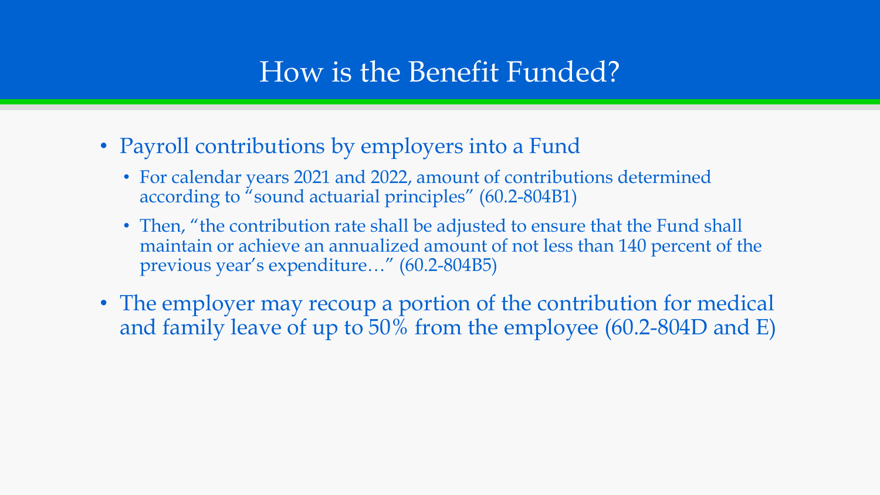# How is the Benefit Funded?

- Payroll contributions by employers into a Fund
  - For calendar years 2021 and 2022, amount of contributions determined according to "sound actuarial principles" (60.2-804B1)
  - Then, "the contribution rate shall be adjusted to ensure that the Fund shall maintain or achieve an annualized amount of not less than 140 percent of the previous year's expenditure…" (60.2-804B5)
- The employer may recoup a portion of the contribution for medical and family leave of up to 50% from the employee (60.2-804D and E)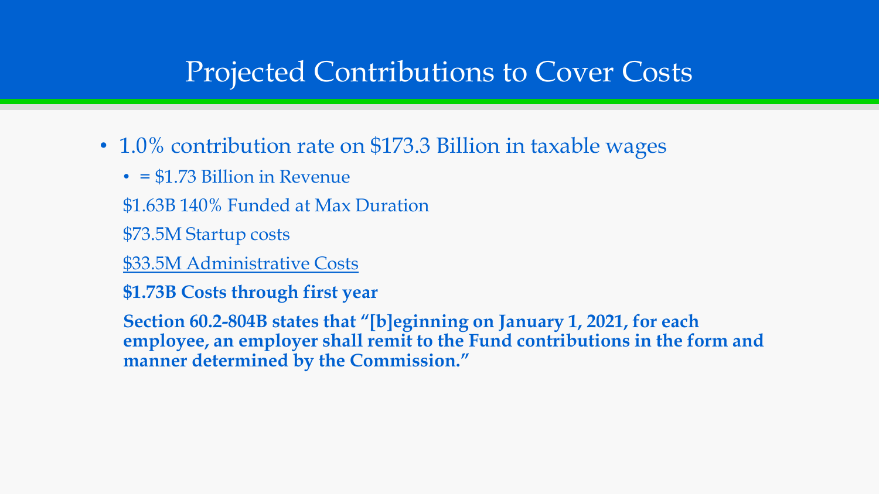# Projected Contributions to Cover Costs

- 1.0% contribution rate on $173.3 Billion in taxable wages
  - = $1.73 Billion in Revenue

  $1.63B 140% Funded at Max Duration

  $73.5M Startup costs

  <u>$33.5M Administrative Costs</u>

  **$1.73B Costs through first year**

  **Section 60.2-804B states that "[b]eginning on January 1, 2021, for each employee, an employer shall remit to the Fund contributions in the form and manner determined by the Commission."**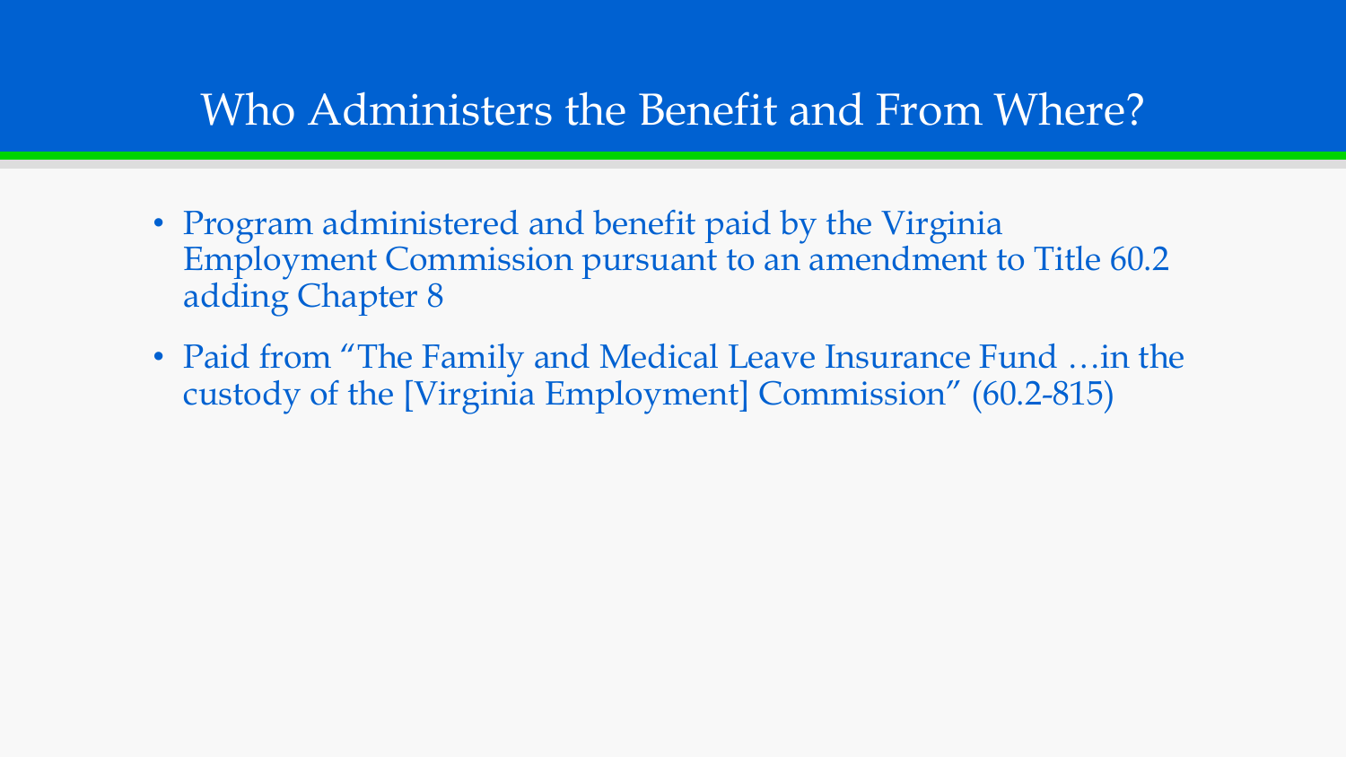# Who Administers the Benefit and From Where?

- Program administered and benefit paid by the Virginia Employment Commission pursuant to an amendment to Title 60.2 adding Chapter 8
- Paid from "The Family and Medical Leave Insurance Fund …in the custody of the [Virginia Employment] Commission" (60.2-815)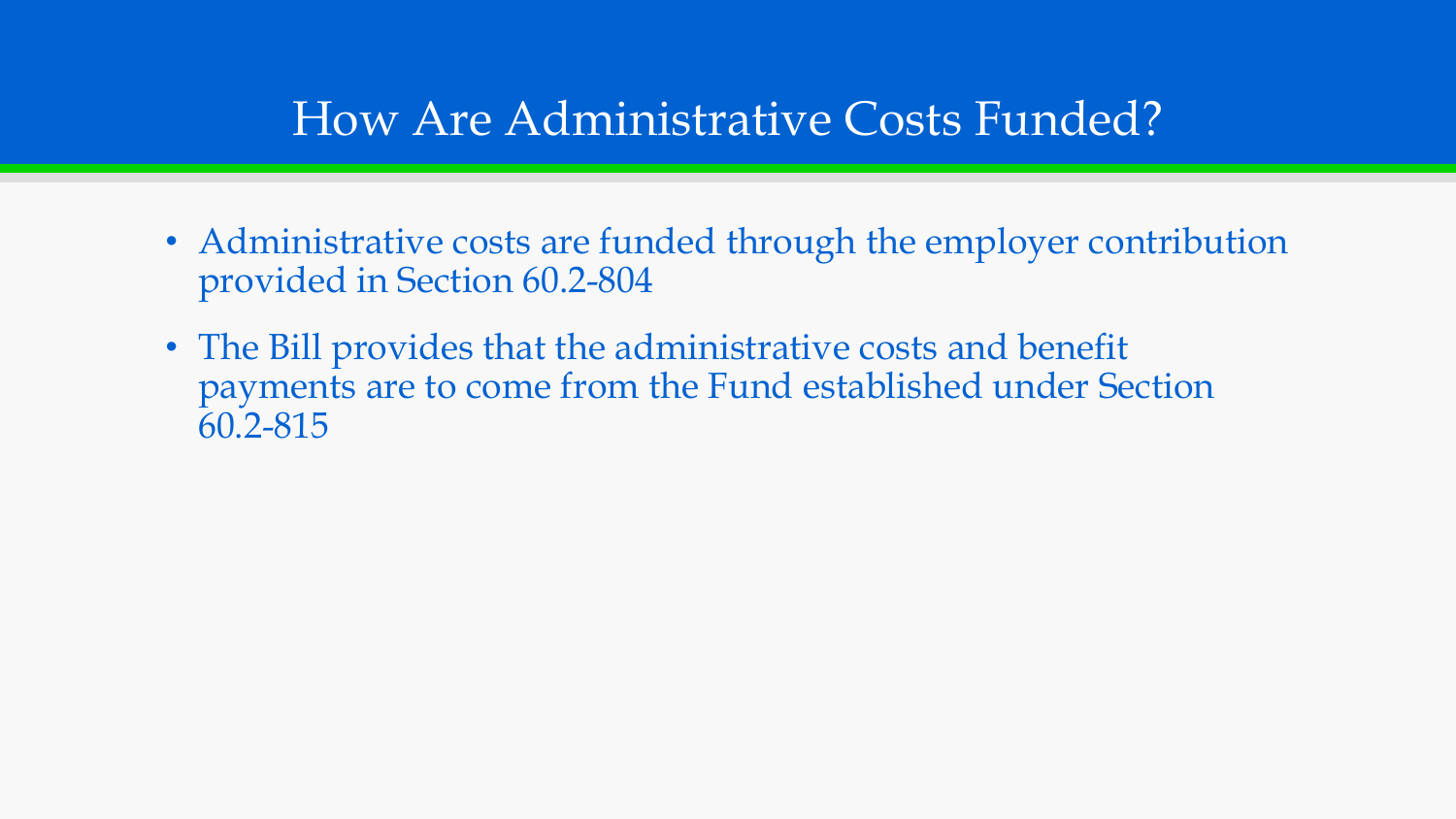# How Are Administrative Costs Funded?

- Administrative costs are funded through the employer contribution provided in Section 60.2-804
- The Bill provides that the administrative costs and benefit payments are to come from the Fund established under Section 60.2-815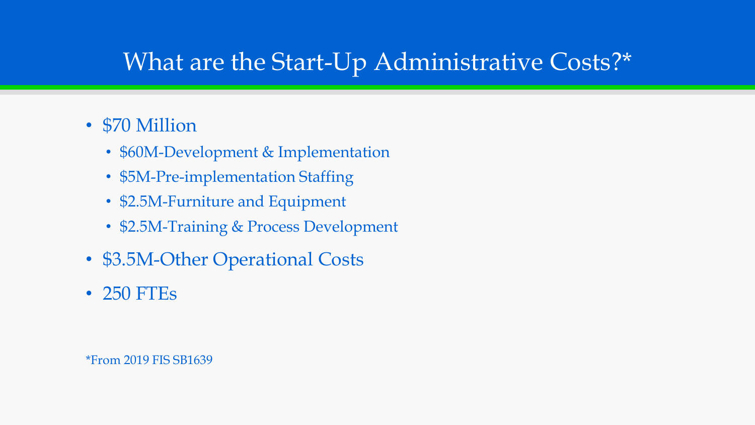# What are the Start-Up Administrative Costs?*

- $70 Million
  - $60M-Development & Implementation
  - $5M-Pre-implementation Staffing
  - $2.5M-Furniture and Equipment
  - $2.5M-Training & Process Development
- $3.5M-Other Operational Costs
- 250 FTEs

*From 2019 FIS SB1639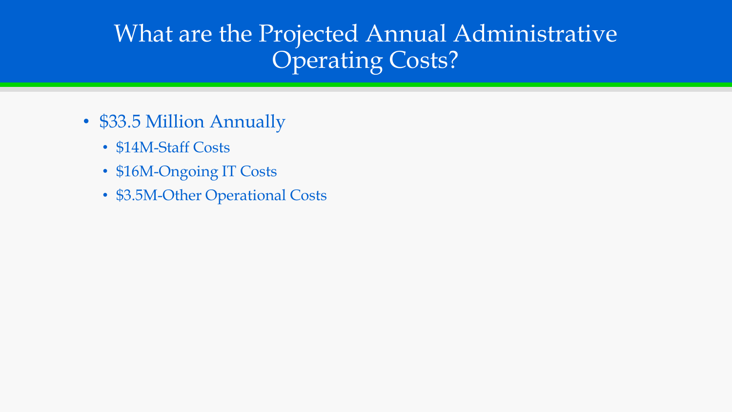# What are the Projected Annual Administrative Operating Costs?

- $33.5 Million Annually
  - $14M-Staff Costs
  - $16M-Ongoing IT Costs
  - $3.5M-Other Operational Costs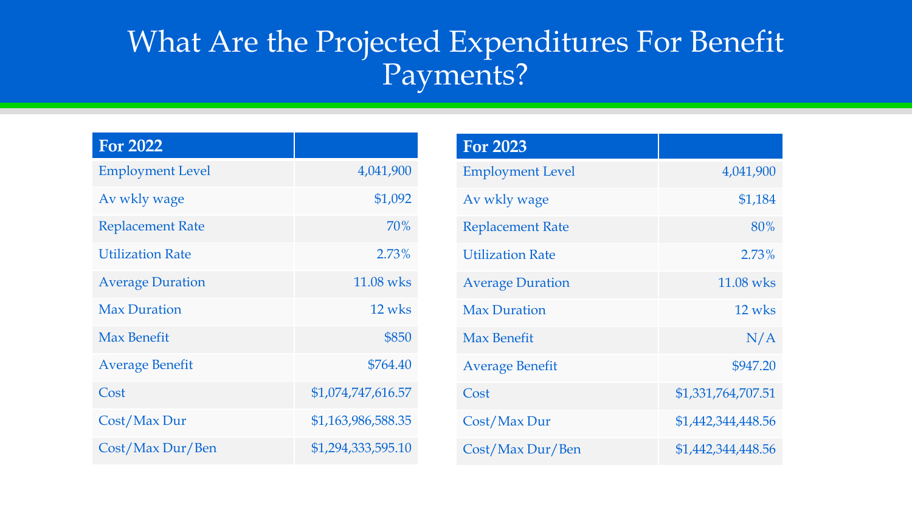# What Are the Projected Expenditures For Benefit Payments?

| For 2022 | |
|---|---|
| Employment Level | 4,041,900 |
| Av wkly wage | $1,092 |
| Replacement Rate | 70% |
| Utilization Rate | 2.73% |
| Average Duration | 11.08 wks |
| Max Duration | 12 wks |
| Max Benefit | $850 |
| Average Benefit | $764.40 |
| Cost | $1,074,747,616.57 |
| Cost/Max Dur | $1,163,986,588.35 |
| Cost/Max Dur/Ben | $1,294,333,595.10 |

| For 2023 | |
|---|---|
| Employment Level | 4,041,900 |
| Av wkly wage | $1,184 |
| Replacement Rate | 80% |
| Utilization Rate | 2.73% |
| Average Duration | 11.08 wks |
| Max Duration | 12 wks |
| Max Benefit | N/A |
| Average Benefit | $947.20 |
| Cost | $1,331,764,707.51 |
| Cost/Max Dur | $1,442,344,448.56 |
| Cost/Max Dur/Ben | $1,442,344,448.56 |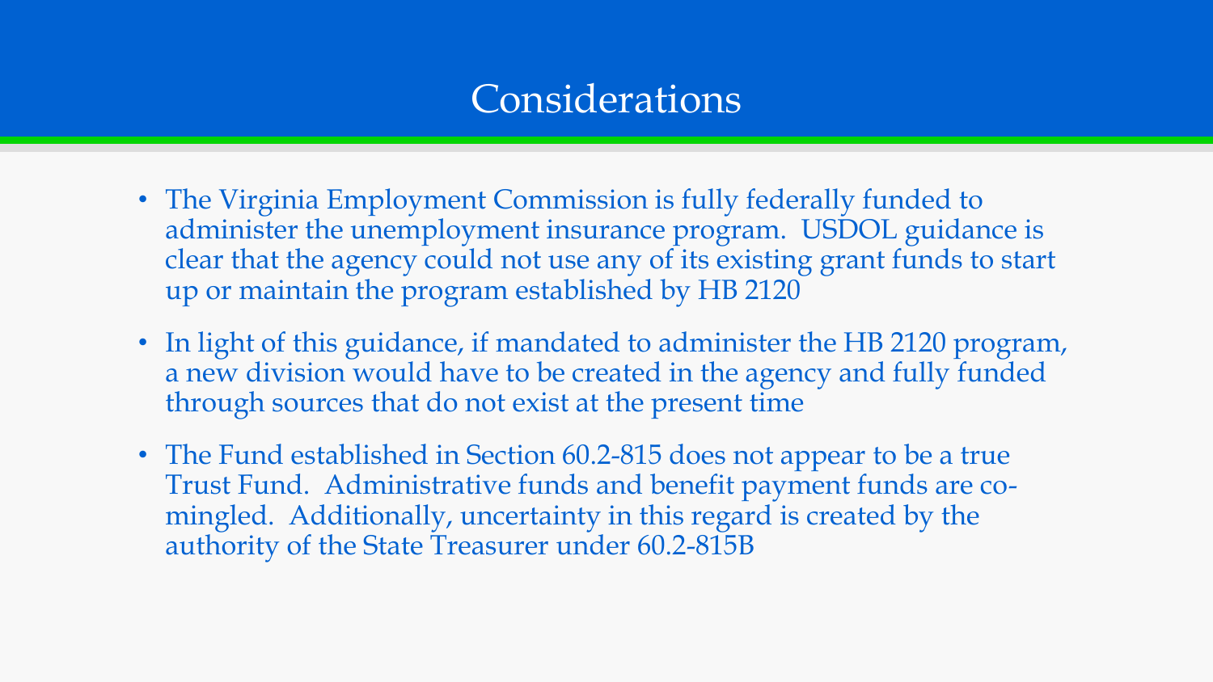# Considerations

- The Virginia Employment Commission is fully federally funded to administer the unemployment insurance program. USDOL guidance is clear that the agency could not use any of its existing grant funds to start up or maintain the program established by HB 2120
- In light of this guidance, if mandated to administer the HB 2120 program, a new division would have to be created in the agency and fully funded through sources that do not exist at the present time
- The Fund established in Section 60.2-815 does not appear to be a true Trust Fund. Administrative funds and benefit payment funds are co-mingled. Additionally, uncertainty in this regard is created by the authority of the State Treasurer under 60.2-815B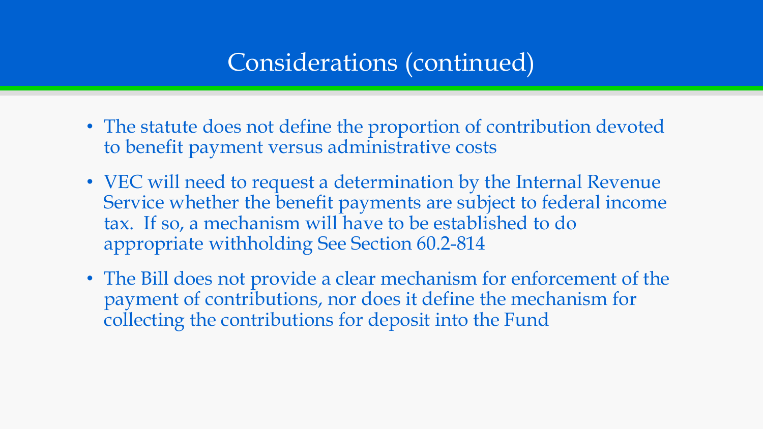# Considerations (continued)

- The statute does not define the proportion of contribution devoted to benefit payment versus administrative costs
- VEC will need to request a determination by the Internal Revenue Service whether the benefit payments are subject to federal income tax. If so, a mechanism will have to be established to do appropriate withholding See Section 60.2-814
- The Bill does not provide a clear mechanism for enforcement of the payment of contributions, nor does it define the mechanism for collecting the contributions for deposit into the Fund